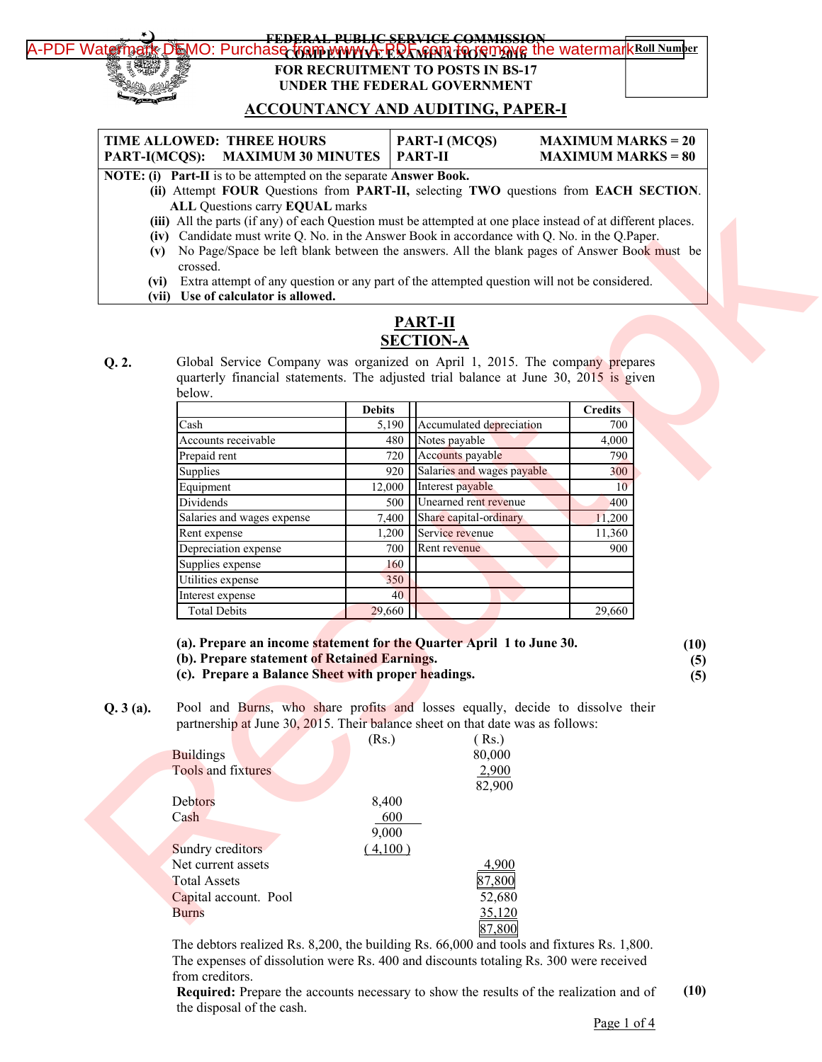FEDERAL PUBLIC SERVICE COMMISSION

COMPETITIVE EXAMINATION - 2016

FOR RECRUITMENT TO POSTS IN BS-17

UNDER THE FEDERAL GOVERNMENT

Roll Number

## ACCOUNTANCY AND AUDITING, PAPER-I

| TIME ALLOWED: THREE HOURS | PART-I (MCQS) | MAXIMUM MARKS = 20 |
|---|---|---|
| PART-I(MCQS): MAXIMUM 30 MINUTES | PART-II | MAXIMUM MARKS = 80 |

**NOTE: (i) Part-II** is to be attempted on the separate **Answer Book.**

**(ii)** Attempt **FOUR** Questions from **PART-II,** selecting **TWO** questions from **EACH SECTION**. **ALL** Questions carry **EQUAL** marks

**(iii)** All the parts (if any) of each Question must be attempted at one place instead of at different places.

**(iv)** Candidate must write Q. No. in the Answer Book in accordance with Q. No. in the Q.Paper.

**(v)** No Page/Space be left blank between the answers. All the blank pages of Answer Book must be crossed.

**(vi)** Extra attempt of any question or any part of the attempted question will not be considered.

**(vii) Use of calculator is allowed.**

## PART-II

## SECTION-A

**Q. 2.** Global Service Company was organized on April 1, 2015. The company prepares quarterly financial statements. The adjusted trial balance at June 30, 2015 is given below.

| | Debits | | Credits |
|---|---|---|---|
| Cash | 5,190 | Accumulated depreciation | 700 |
| Accounts receivable | 480 | Notes payable | 4,000 |
| Prepaid rent | 720 | Accounts payable | 790 |
| Supplies | 920 | Salaries and wages payable | 300 |
| Equipment | 12,000 | Interest payable | 10 |
| Dividends | 500 | Unearned rent revenue | 400 |
| Salaries and wages expense | 7,400 | Share capital-ordinary | 11,200 |
| Rent expense | 1,200 | Service revenue | 11,360 |
| Depreciation expense | 700 | Rent revenue | 900 |
| Supplies expense | 160 | | |
| Utilities expense | 350 | | |
| Interest expense | 40 | | |
| Total Debits | 29,660 | | 29,660 |

**(a). Prepare an income statement for the Quarter April 1 to June 30.** **(10)**

**(b). Prepare statement of Retained Earnings.** **(5)**

**(c). Prepare a Balance Sheet with proper headings.** **(5)**

**Q. 3 (a).** Pool and Burns, who share profits and losses equally, decide to dissolve their partnership at June 30, 2015. Their balance sheet on that date was as follows:

| | (Rs.) | (Rs.) |
|---|---|---|
| Buildings | | 80,000 |
| Tools and fixtures | | 2,900 |
| | | 82,900 |
| Debtors | 8,400 | |
| Cash | 600 | |
| | 9,000 | |
| Sundry creditors | (4,100) | |
| Net current assets | | 4,900 |
| Total Assets | | 87,800 |
| Capital account. Pool | | 52,680 |
| Burns | | 35,120 |
| | | 87,800 |

The debtors realized Rs. 8,200, the building Rs. 66,000 and tools and fixtures Rs. 1,800. The expenses of dissolution were Rs. 400 and discounts totaling Rs. 300 were received from creditors.

**Required:** Prepare the accounts necessary to show the results of the realization and of the disposal of the cash. **(10)**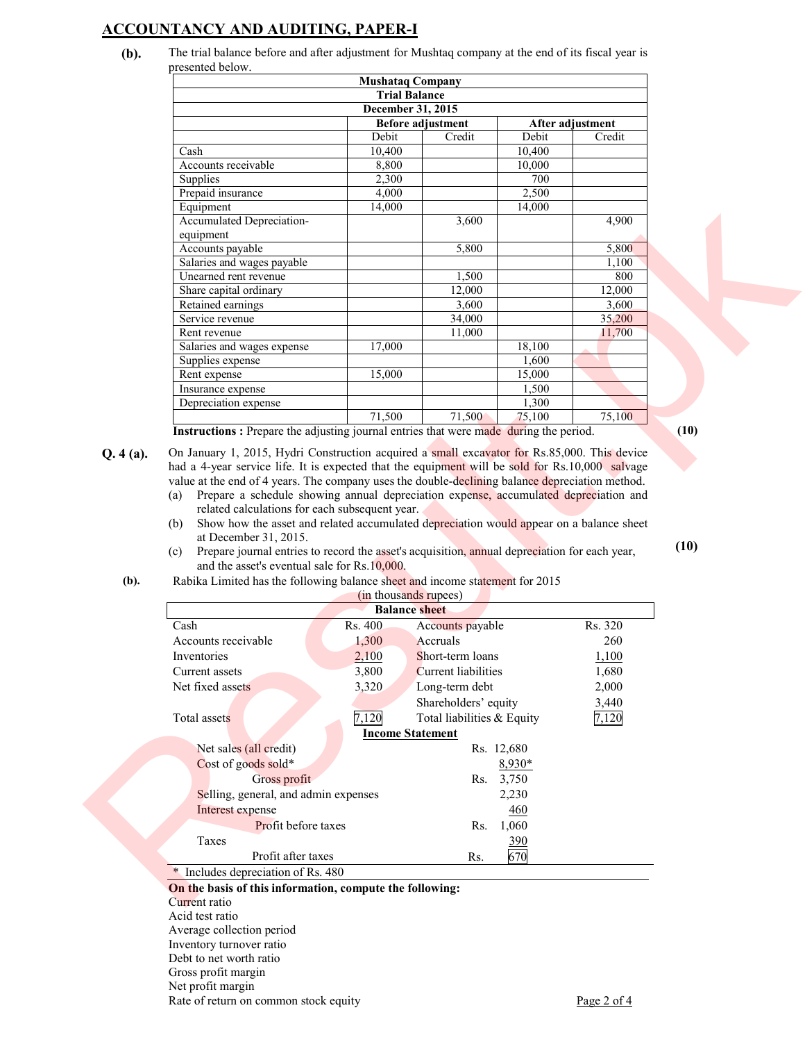## ACCOUNTANCY AND AUDITING, PAPER-I

**(b).** The trial balance before and after adjustment for Mushtaq company at the end of its fiscal year is presented below.

| Mushataq Company | | | | |
|---|---|---|---|---|
| **Trial Balance** | | | | |
| **December 31, 2015** | | | | |
| | **Before adjustment** | | **After adjustment** | |
| | Debit | Credit | Debit | Credit |
| Cash | 10,400 | | 10,400 | |
| Accounts receivable | 8,800 | | 10,000 | |
| Supplies | 2,300 | | 700 | |
| Prepaid insurance | 4,000 | | 2,500 | |
| Equipment | 14,000 | | 14,000 | |
| Accumulated Depreciation-equipment | | 3,600 | | 4,900 |
| Accounts payable | | 5,800 | | 5,800 |
| Salaries and wages payable | | | | 1,100 |
| Unearned rent revenue | | 1,500 | | 800 |
| Share capital ordinary | | 12,000 | | 12,000 |
| Retained earnings | | 3,600 | | 3,600 |
| Service revenue | | 34,000 | | 35,200 |
| Rent revenue | | 11,000 | | 11,700 |
| Salaries and wages expense | 17,000 | | 18,100 | |
| Supplies expense | | | 1,600 | |
| Rent expense | 15,000 | | 15,000 | |
| Insurance expense | | | 1,500 | |
| Depreciation expense | | | 1,300 | |
| | 71,500 | 71,500 | 75,100 | 75,100 |

**Instructions :** Prepare the adjusting journal entries that were made during the period. **(10)**

**Q. 4 (a).** On January 1, 2015, Hydri Construction acquired a small excavator for Rs.85,000. This device had a 4-year service life. It is expected that the equipment will be sold for Rs.10,000 salvage value at the end of 4 years. The company uses the double-declining balance depreciation method.

(a) Prepare a schedule showing annual depreciation expense, accumulated depreciation and related calculations for each subsequent year.

(b) Show how the asset and related accumulated depreciation would appear on a balance sheet at December 31, 2015.

(c) Prepare journal entries to record the asset's acquisition, annual depreciation for each year, and the asset's eventual sale for Rs.10,000. **(10)**

**(b).** Rabika Limited has the following balance sheet and income statement for 2015

(in thousands rupees)

**Balance sheet**

| | | | |
|---|---|---|---|
| Cash | Rs. 400 | Accounts payable | Rs. 320 |
| Accounts receivable | 1,300 | Accruals | 260 |
| Inventories | 2,100 | Short-term loans | 1,100 |
| Current assets | 3,800 | Current liabilities | 1,680 |
| Net fixed assets | 3,320 | Long-term debt | 2,000 |
| | | Shareholders' equity | 3,440 |
| Total assets | 7,120 | Total liabilities & Equity | 7,120 |

**Income Statement**

| | |
|---|---|
| Net sales (all credit) | Rs. 12,680 |
| Cost of goods sold* | 8,930* |
| Gross profit | Rs. 3,750 |
| Selling, general, and admin expenses | 2,230 |
| Interest expense | 460 |
| Profit before taxes | Rs. 1,060 |
| Taxes | 390 |
| Profit after taxes | Rs. 670 |

\* Includes depreciation of Rs. 480

**On the basis of this information, compute the following:**

Current ratio
Acid test ratio
Average collection period
Inventory turnover ratio
Debt to net worth ratio
Gross profit margin
Net profit margin
Rate of return on common stock equity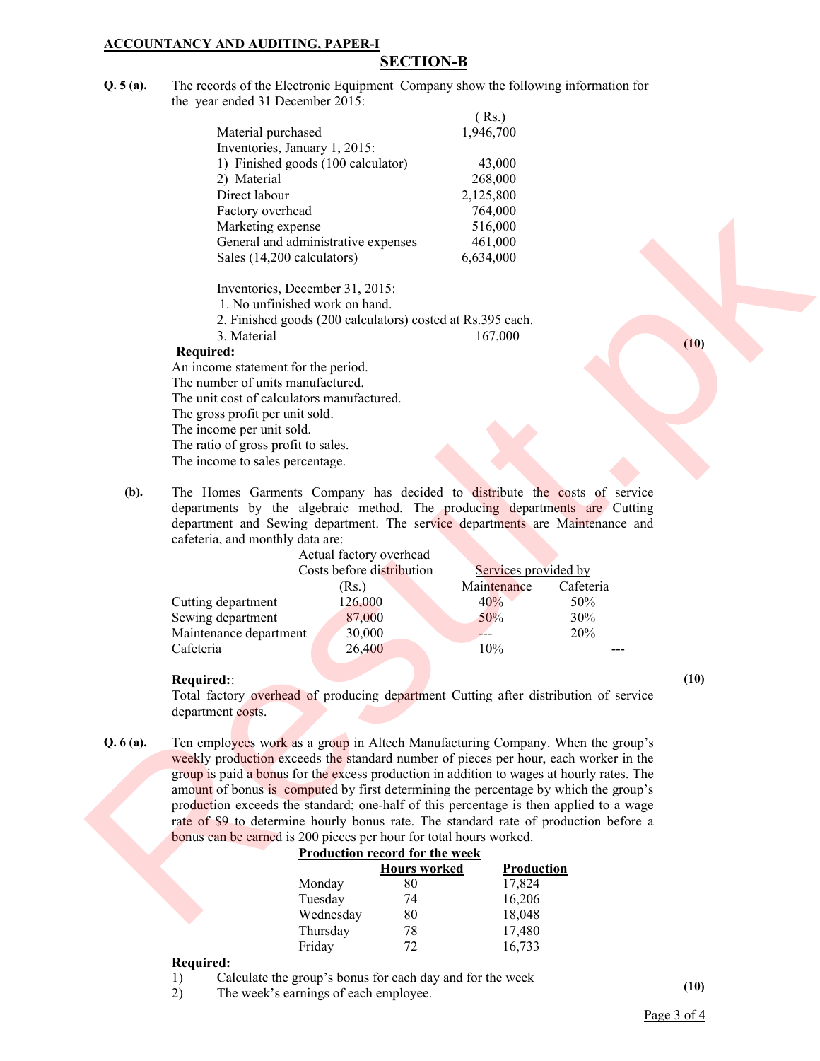**ACCOUNTANCY AND AUDITING, PAPER-I**

## SECTION-B

**Q. 5 (a).** The records of the Electronic Equipment Company show the following information for the year ended 31 December 2015:

| | ( Rs.) |
|---|---|
| Material purchased | 1,946,700 |
| Inventories, January 1, 2015: | |
| 1) Finished goods (100 calculator) | 43,000 |
| 2) Material | 268,000 |
| Direct labour | 2,125,800 |
| Factory overhead | 764,000 |
| Marketing expense | 516,000 |
| General and administrative expenses | 461,000 |
| Sales (14,200 calculators) | 6,634,000 |

Inventories, December 31, 2015:

1. No unfinished work on hand.
2. Finished goods (200 calculators) costed at Rs.395 each.
3. Material 167,000

**Required:** **(10)**

An income statement for the period.
The number of units manufactured.
The unit cost of calculators manufactured.
The gross profit per unit sold.
The income per unit sold.
The ratio of gross profit to sales.
The income to sales percentage.

**(b).** The Homes Garments Company has decided to distribute the costs of service departments by the algebraic method. The producing departments are Cutting department and Sewing department. The service departments are Maintenance and cafeteria, and monthly data are:

| | Actual factory overhead Costs before distribution | Services provided by | |
|---|---|---|---|
| | (Rs.) | Maintenance | Cafeteria |
| Cutting department | 126,000 | 40% | 50% |
| Sewing department | 87,000 | 50% | 30% |
| Maintenance department | 30,000 | --- | 20% |
| Cafeteria | 26,400 | 10% | --- |

**Required:**: **(10)**

Total factory overhead of producing department Cutting after distribution of service department costs.

**Q. 6 (a).** Ten employees work as a group in Altech Manufacturing Company. When the group's weekly production exceeds the standard number of pieces per hour, each worker in the group is paid a bonus for the excess production in addition to wages at hourly rates. The amount of bonus is computed by first determining the percentage by which the group's production exceeds the standard; one-half of this percentage is then applied to a wage rate of $9 to determine hourly bonus rate. The standard rate of production before a bonus can be earned is 200 pieces per hour for total hours worked.

**Production record for the week**

| | Hours worked | Production |
|---|---|---|
| Monday | 80 | 17,824 |
| Tuesday | 74 | 16,206 |
| Wednesday | 80 | 18,048 |
| Thursday | 78 | 17,480 |
| Friday | 72 | 16,733 |

**Required:**

1) Calculate the group's bonus for each day and for the week
2) The week's earnings of each employee. **(10)**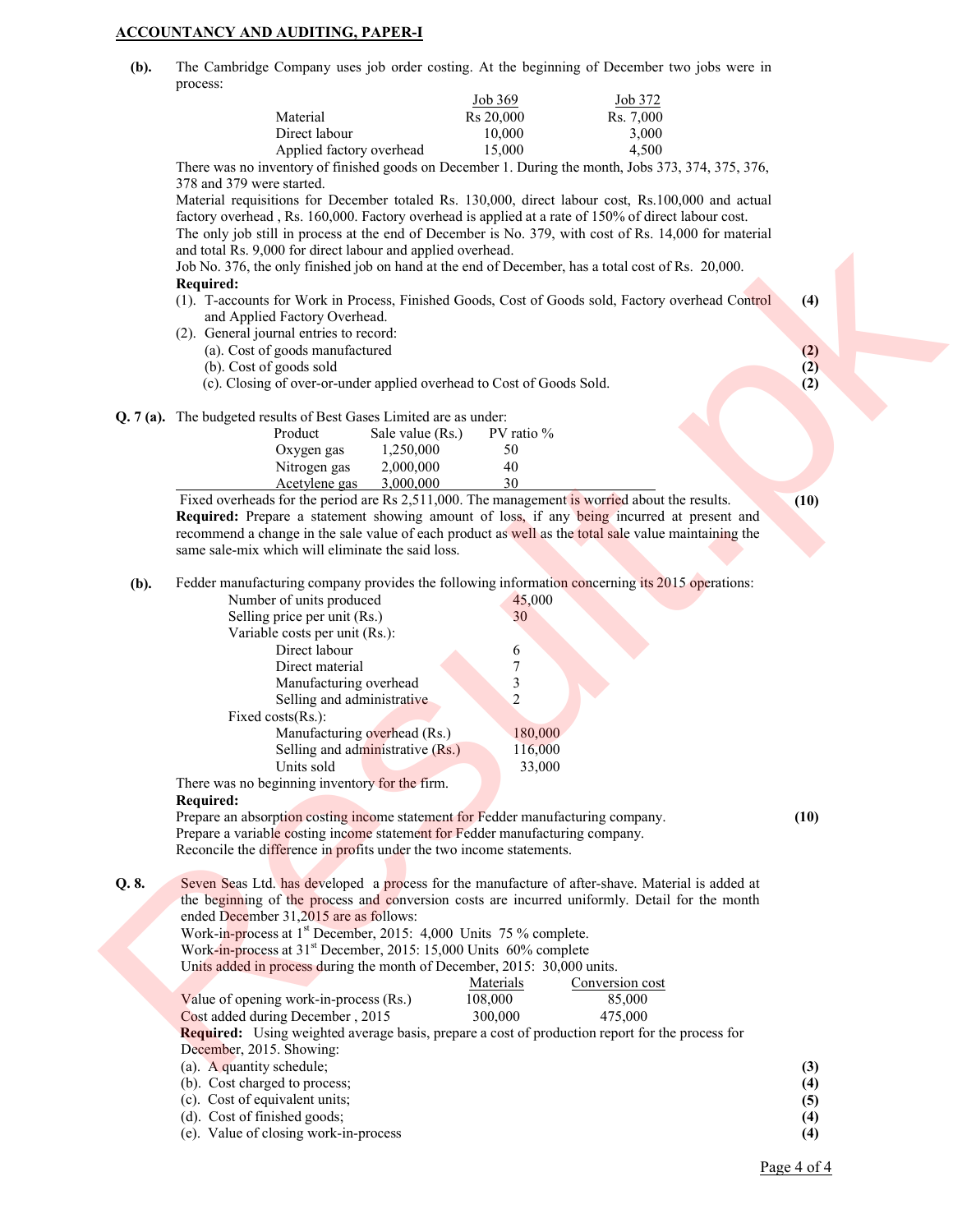**ACCOUNTANCY AND AUDITING, PAPER-I**

**(b).** The Cambridge Company uses job order costing. At the beginning of December two jobs were in process:

| | Job 369 | Job 372 |
|---|---|---|
| Material | Rs 20,000 | Rs. 7,000 |
| Direct labour | 10,000 | 3,000 |
| Applied factory overhead | 15,000 | 4,500 |

There was no inventory of finished goods on December 1. During the month, Jobs 373, 374, 375, 376, 378 and 379 were started.

Material requisitions for December totaled Rs. 130,000, direct labour cost, Rs.100,000 and actual factory overhead , Rs. 160,000. Factory overhead is applied at a rate of 150% of direct labour cost.

The only job still in process at the end of December is No. 379, with cost of Rs. 14,000 for material and total Rs. 9,000 for direct labour and applied overhead.

Job No. 376, the only finished job on hand at the end of December, has a total cost of Rs. 20,000.

**Required:**

(1). T-accounts for Work in Process, Finished Goods, Cost of Goods sold, Factory overhead Control and Applied Factory Overhead. **(4)**

(2). General journal entries to record:

(a). Cost of goods manufactured **(2)**

(b). Cost of goods sold **(2)**

(c). Closing of over-or-under applied overhead to Cost of Goods Sold. **(2)**

**Q. 7 (a).** The budgeted results of Best Gases Limited are as under:

| Product | Sale value (Rs.) | PV ratio % |
|---|---|---|
| Oxygen gas | 1,250,000 | 50 |
| Nitrogen gas | 2,000,000 | 40 |
| Acetylene gas | 3,000,000 | 30 |

Fixed overheads for the period are Rs 2,511,000. The management is worried about the results. **(10)**

**Required:** Prepare a statement showing amount of loss, if any being incurred at present and recommend a change in the sale value of each product as well as the total sale value maintaining the same sale-mix which will eliminate the said loss.

**(b).** Fedder manufacturing company provides the following information concerning its 2015 operations:

| | |
|---|---|
| Number of units produced | 45,000 |
| Selling price per unit (Rs.) | 30 |
| Variable costs per unit (Rs.): | |
| Direct labour | 6 |
| Direct material | 7 |
| Manufacturing overhead | 3 |
| Selling and administrative | 2 |
| Fixed costs(Rs.): | |
| Manufacturing overhead (Rs.) | 180,000 |
| Selling and administrative (Rs.) | 116,000 |
| Units sold | 33,000 |

There was no beginning inventory for the firm.

**Required:**

Prepare an absorption costing income statement for Fedder manufacturing company. **(10)**

Prepare a variable costing income statement for Fedder manufacturing company.

Reconcile the difference in profits under the two income statements.

**Q. 8.** Seven Seas Ltd. has developed a process for the manufacture of after-shave. Material is added at the beginning of the process and conversion costs are incurred uniformly. Detail for the month ended December 31,2015 are as follows:

Work-in-process at 1st December, 2015: 4,000 Units 75 % complete.

Work-in-process at 31st December, 2015: 15,000 Units 60% complete

Units added in process during the month of December, 2015: 30,000 units.

| | Materials | Conversion cost |
|---|---|---|
| Value of opening work-in-process (Rs.) | 108,000 | 85,000 |
| Cost added during December , 2015 | 300,000 | 475,000 |

**Required:** Using weighted average basis, prepare a cost of production report for the process for December, 2015. Showing:

(a). A quantity schedule; **(3)**

(b). Cost charged to process; **(4)**

(c). Cost of equivalent units; **(5)**

(d). Cost of finished goods; **(4)**

(e). Value of closing work-in-process **(4)**